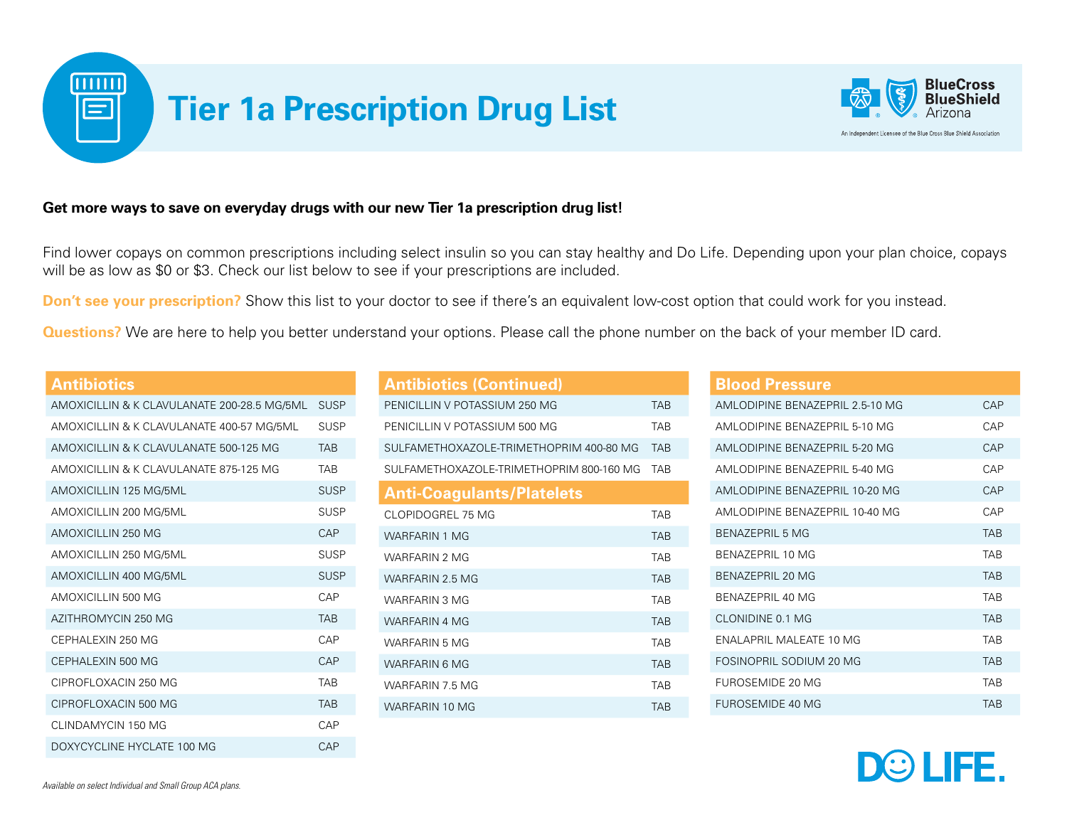# Tier 1a Prescription Drug List

BlueCross BlueShield Arizona

An Independent Licensee of the Blue Cross Blue Shield Association

**Get more ways to save on everyday drugs with our new Tier 1a prescription drug list!**

Find lower copays on common prescriptions including select insulin so you can stay healthy and Do Life. Depending upon your plan choice, copays will be as low as $0 or $3. Check our list below to see if your prescriptions are included.

**Don't see your prescription?** Show this list to your doctor to see if there's an equivalent low-cost option that could work for you instead.

**Questions?** We are here to help you better understand your options. Please call the phone number on the back of your member ID card.

## Antibiotics

| Drug | Form |
|---|---|
| AMOXICILLIN & K CLAVULANATE 200-28.5 MG/5ML | SUSP |
| AMOXICILLIN & K CLAVULANATE 400-57 MG/5ML | SUSP |
| AMOXICILLIN & K CLAVULANATE 500-125 MG | TAB |
| AMOXICILLIN & K CLAVULANATE 875-125 MG | TAB |
| AMOXICILLIN 125 MG/5ML | SUSP |
| AMOXICILLIN 200 MG/5ML | SUSP |
| AMOXICILLIN 250 MG | CAP |
| AMOXICILLIN 250 MG/5ML | SUSP |
| AMOXICILLIN 400 MG/5ML | SUSP |
| AMOXICILLIN 500 MG | CAP |
| AZITHROMYCIN 250 MG | TAB |
| CEPHALEXIN 250 MG | CAP |
| CEPHALEXIN 500 MG | CAP |
| CIPROFLOXACIN 250 MG | TAB |
| CIPROFLOXACIN 500 MG | TAB |
| CLINDAMYCIN 150 MG | CAP |
| DOXYCYCLINE HYCLATE 100 MG | CAP |

## Antibiotics (Continued)

| Drug | Form |
|---|---|
| PENICILLIN V POTASSIUM 250 MG | TAB |
| PENICILLIN V POTASSIUM 500 MG | TAB |
| SULFAMETHOXAZOLE-TRIMETHOPRIM 400-80 MG | TAB |
| SULFAMETHOXAZOLE-TRIMETHOPRIM 800-160 MG | TAB |

## Anti-Coagulants/Platelets

| Drug | Form |
|---|---|
| CLOPIDOGREL 75 MG | TAB |
| WARFARIN 1 MG | TAB |
| WARFARIN 2 MG | TAB |
| WARFARIN 2.5 MG | TAB |
| WARFARIN 3 MG | TAB |
| WARFARIN 4 MG | TAB |
| WARFARIN 5 MG | TAB |
| WARFARIN 6 MG | TAB |
| WARFARIN 7.5 MG | TAB |
| WARFARIN 10 MG | TAB |

## Blood Pressure

| Drug | Form |
|---|---|
| AMLODIPINE BENAZEPRIL 2.5-10 MG | CAP |
| AMLODIPINE BENAZEPRIL 5-10 MG | CAP |
| AMLODIPINE BENAZEPRIL 5-20 MG | CAP |
| AMLODIPINE BENAZEPRIL 5-40 MG | CAP |
| AMLODIPINE BENAZEPRIL 10-20 MG | CAP |
| AMLODIPINE BENAZEPRIL 10-40 MG | CAP |
| BENAZEPRIL 5 MG | TAB |
| BENAZEPRIL 10 MG | TAB |
| BENAZEPRIL 20 MG | TAB |
| BENAZEPRIL 40 MG | TAB |
| CLONIDINE 0.1 MG | TAB |
| ENALAPRIL MALEATE 10 MG | TAB |
| FOSINOPRIL SODIUM 20 MG | TAB |
| FUROSEMIDE 20 MG | TAB |
| FUROSEMIDE 40 MG | TAB |

*Available on select Individual and Small Group ACA plans.*

DO LIFE.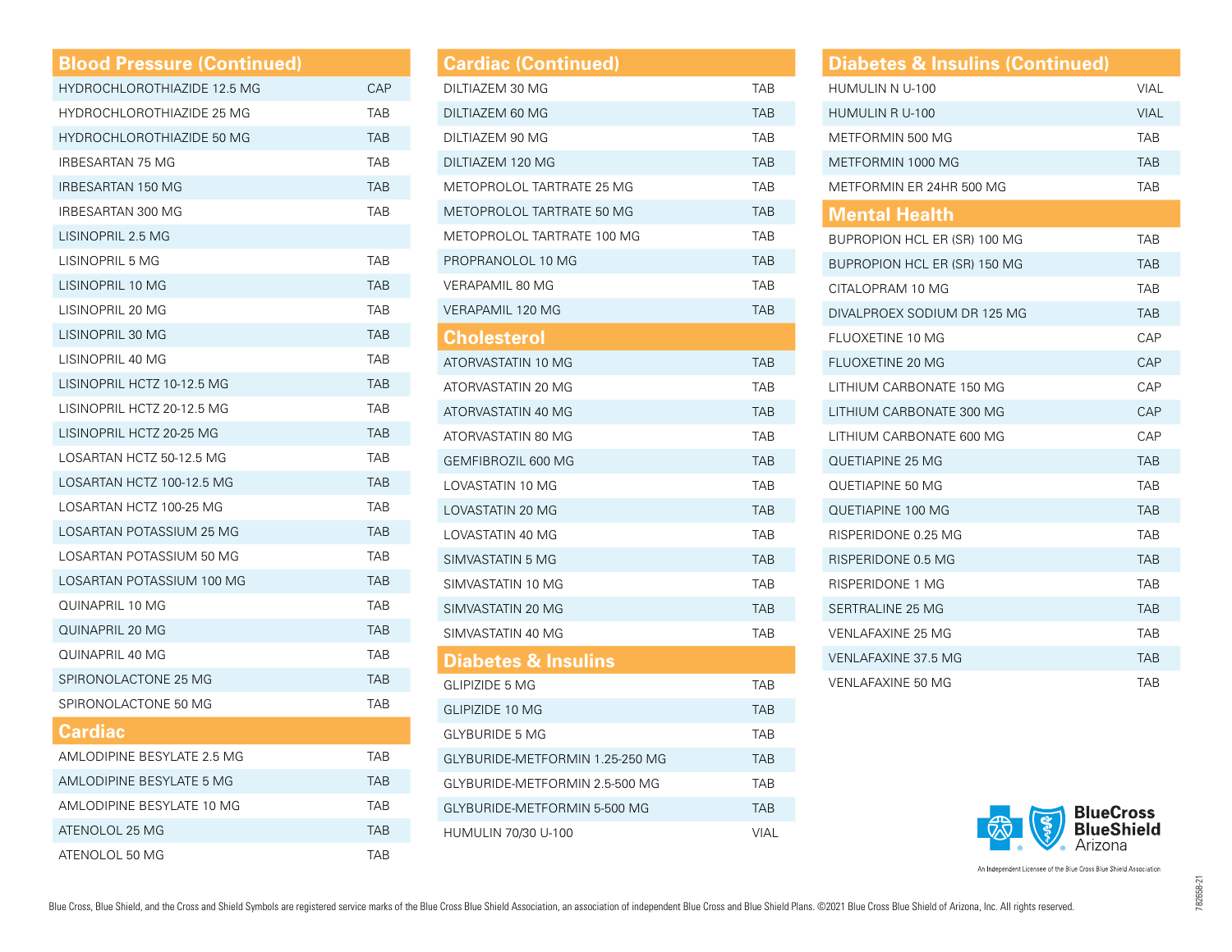## Blood Pressure (Continued)

| | |
|---|---|
| HYDROCHLOROTHIAZIDE 12.5 MG | CAP |
| HYDROCHLOROTHIAZIDE 25 MG | TAB |
| HYDROCHLOROTHIAZIDE 50 MG | TAB |
| IRBESARTAN 75 MG | TAB |
| IRBESARTAN 150 MG | TAB |
| IRBESARTAN 300 MG | TAB |
| LISINOPRIL 2.5 MG | |
| LISINOPRIL 5 MG | TAB |
| LISINOPRIL 10 MG | TAB |
| LISINOPRIL 20 MG | TAB |
| LISINOPRIL 30 MG | TAB |
| LISINOPRIL 40 MG | TAB |
| LISINOPRIL HCTZ 10-12.5 MG | TAB |
| LISINOPRIL HCTZ 20-12.5 MG | TAB |
| LISINOPRIL HCTZ 20-25 MG | TAB |
| LOSARTAN HCTZ 50-12.5 MG | TAB |
| LOSARTAN HCTZ 100-12.5 MG | TAB |
| LOSARTAN HCTZ 100-25 MG | TAB |
| LOSARTAN POTASSIUM 25 MG | TAB |
| LOSARTAN POTASSIUM 50 MG | TAB |
| LOSARTAN POTASSIUM 100 MG | TAB |
| QUINAPRIL 10 MG | TAB |
| QUINAPRIL 20 MG | TAB |
| QUINAPRIL 40 MG | TAB |
| SPIRONOLACTONE 25 MG | TAB |
| SPIRONOLACTONE 50 MG | TAB |

## Cardiac

| | |
|---|---|
| AMLODIPINE BESYLATE 2.5 MG | TAB |
| AMLODIPINE BESYLATE 5 MG | TAB |
| AMLODIPINE BESYLATE 10 MG | TAB |
| ATENOLOL 25 MG | TAB |
| ATENOLOL 50 MG | TAB |

## Cardiac (Continued)

| | |
|---|---|
| DILTIAZEM 30 MG | TAB |
| DILTIAZEM 60 MG | TAB |
| DILTIAZEM 90 MG | TAB |
| DILTIAZEM 120 MG | TAB |
| METOPROLOL TARTRATE 25 MG | TAB |
| METOPROLOL TARTRATE 50 MG | TAB |
| METOPROLOL TARTRATE 100 MG | TAB |
| PROPRANOLOL 10 MG | TAB |
| VERAPAMIL 80 MG | TAB |
| VERAPAMIL 120 MG | TAB |

## Cholesterol

| | |
|---|---|
| ATORVASTATIN 10 MG | TAB |
| ATORVASTATIN 20 MG | TAB |
| ATORVASTATIN 40 MG | TAB |
| ATORVASTATIN 80 MG | TAB |
| GEMFIBROZIL 600 MG | TAB |
| LOVASTATIN 10 MG | TAB |
| LOVASTATIN 20 MG | TAB |
| LOVASTATIN 40 MG | TAB |
| SIMVASTATIN 5 MG | TAB |
| SIMVASTATIN 10 MG | TAB |
| SIMVASTATIN 20 MG | TAB |
| SIMVASTATIN 40 MG | TAB |

## Diabetes & Insulins

| | |
|---|---|
| GLIPIZIDE 5 MG | TAB |
| GLIPIZIDE 10 MG | TAB |
| GLYBURIDE 5 MG | TAB |
| GLYBURIDE-METFORMIN 1.25-250 MG | TAB |
| GLYBURIDE-METFORMIN 2.5-500 MG | TAB |
| GLYBURIDE-METFORMIN 5-500 MG | TAB |
| HUMULIN 70/30 U-100 | VIAL |

## Diabetes & Insulins (Continued)

| | |
|---|---|
| HUMULIN N U-100 | VIAL |
| HUMULIN R U-100 | VIAL |
| METFORMIN 500 MG | TAB |
| METFORMIN 1000 MG | TAB |
| METFORMIN ER 24HR 500 MG | TAB |

## Mental Health

| | |
|---|---|
| BUPROPION HCL ER (SR) 100 MG | TAB |
| BUPROPION HCL ER (SR) 150 MG | TAB |
| CITALOPRAM 10 MG | TAB |
| DIVALPROEX SODIUM DR 125 MG | TAB |
| FLUOXETINE 10 MG | CAP |
| FLUOXETINE 20 MG | CAP |
| LITHIUM CARBONATE 150 MG | CAP |
| LITHIUM CARBONATE 300 MG | CAP |
| LITHIUM CARBONATE 600 MG | CAP |
| QUETIAPINE 25 MG | TAB |
| QUETIAPINE 50 MG | TAB |
| QUETIAPINE 100 MG | TAB |
| RISPERIDONE 0.25 MG | TAB |
| RISPERIDONE 0.5 MG | TAB |
| RISPERIDONE 1 MG | TAB |
| SERTRALINE 25 MG | TAB |
| VENLAFAXINE 25 MG | TAB |
| VENLAFAXINE 37.5 MG | TAB |
| VENLAFAXINE 50 MG | TAB |

BlueCross BlueShield Arizona

An Independent Licensee of the Blue Cross Blue Shield Association

Blue Cross, Blue Shield, and the Cross and Shield Symbols are registered service marks of the Blue Cross Blue Shield Association, an association of independent Blue Cross and Blue Shield Plans. ©2021 Blue Cross Blue Shield of Arizona, Inc. All rights reserved.

782658-21